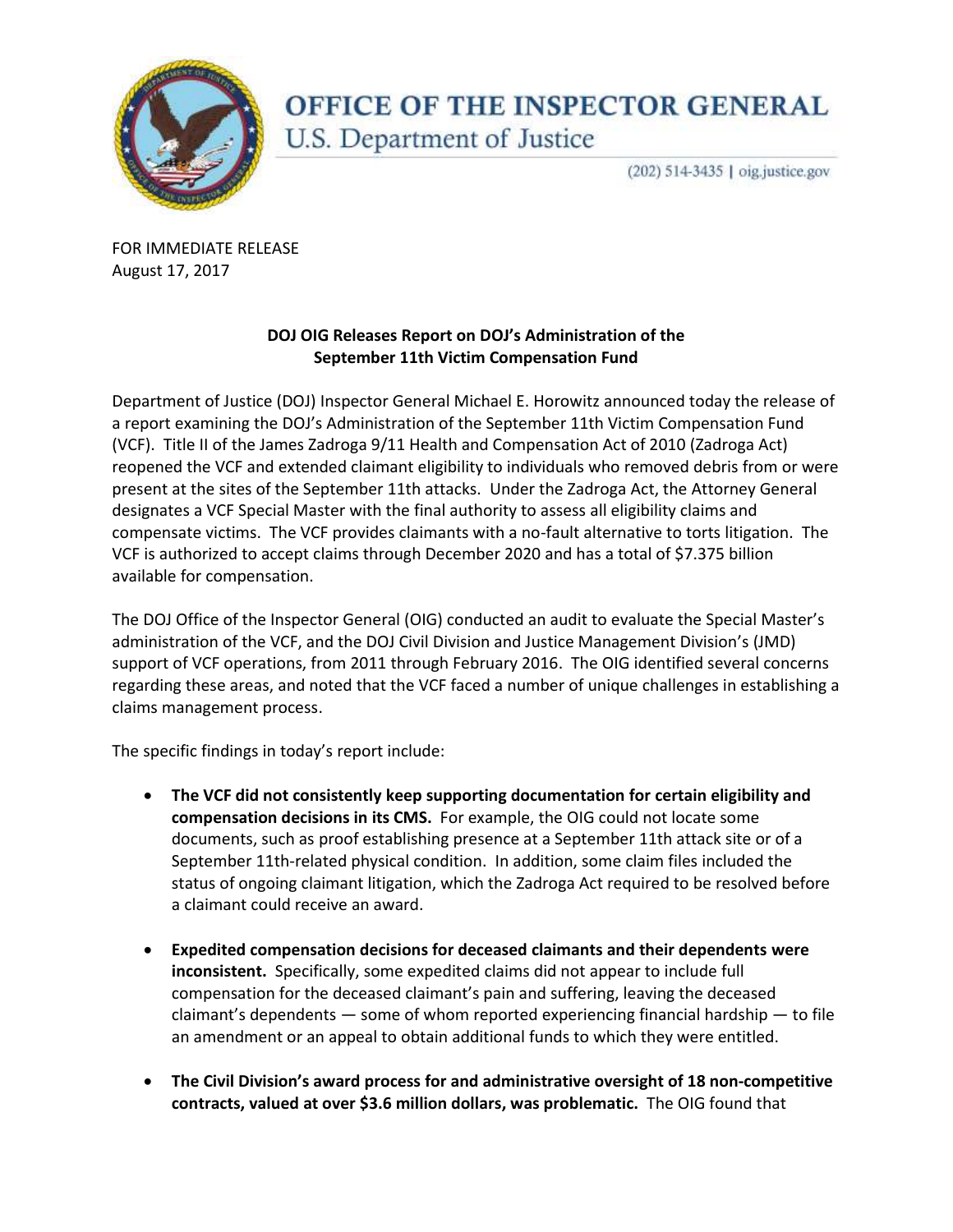# OFFICE OF THE INSPECTOR GENERAL

U.S. Department of Justice

(202) 514-3435 | oig.justice.gov

FOR IMMEDIATE RELEASE
August 17, 2017

## DOJ OIG Releases Report on DOJ's Administration of the September 11th Victim Compensation Fund

Department of Justice (DOJ) Inspector General Michael E. Horowitz announced today the release of a report examining the DOJ's Administration of the September 11th Victim Compensation Fund (VCF). Title II of the James Zadroga 9/11 Health and Compensation Act of 2010 (Zadroga Act) reopened the VCF and extended claimant eligibility to individuals who removed debris from or were present at the sites of the September 11th attacks. Under the Zadroga Act, the Attorney General designates a VCF Special Master with the final authority to assess all eligibility claims and compensate victims. The VCF provides claimants with a no-fault alternative to torts litigation. The VCF is authorized to accept claims through December 2020 and has a total of $7.375 billion available for compensation.

The DOJ Office of the Inspector General (OIG) conducted an audit to evaluate the Special Master's administration of the VCF, and the DOJ Civil Division and Justice Management Division's (JMD) support of VCF operations, from 2011 through February 2016. The OIG identified several concerns regarding these areas, and noted that the VCF faced a number of unique challenges in establishing a claims management process.

The specific findings in today's report include:

- **The VCF did not consistently keep supporting documentation for certain eligibility and compensation decisions in its CMS.** For example, the OIG could not locate some documents, such as proof establishing presence at a September 11th attack site or of a September 11th-related physical condition. In addition, some claim files included the status of ongoing claimant litigation, which the Zadroga Act required to be resolved before a claimant could receive an award.

- **Expedited compensation decisions for deceased claimants and their dependents were inconsistent.** Specifically, some expedited claims did not appear to include full compensation for the deceased claimant's pain and suffering, leaving the deceased claimant's dependents — some of whom reported experiencing financial hardship — to file an amendment or an appeal to obtain additional funds to which they were entitled.

- **The Civil Division's award process for and administrative oversight of 18 non-competitive contracts, valued at over $3.6 million dollars, was problematic.** The OIG found that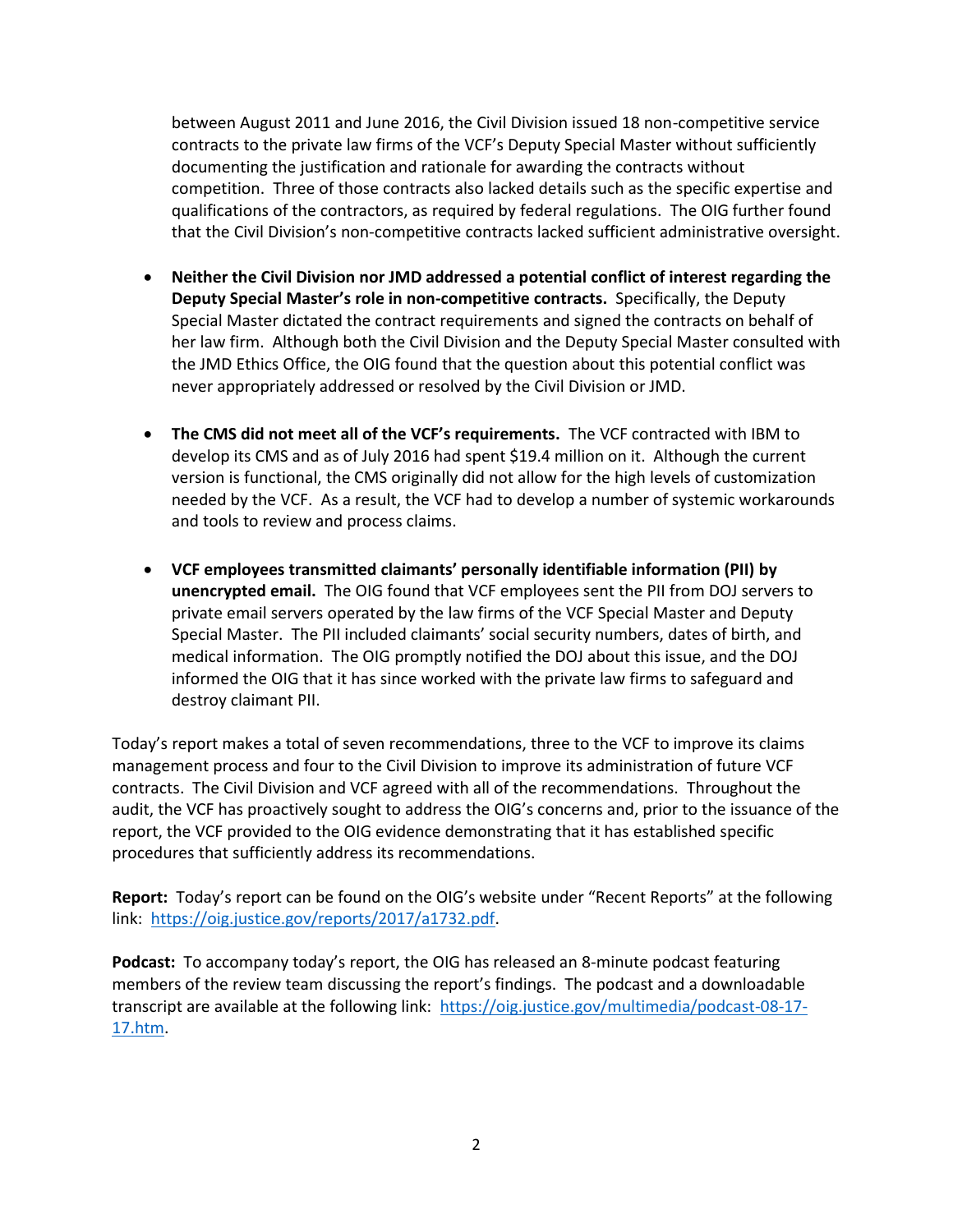between August 2011 and June 2016, the Civil Division issued 18 non-competitive service contracts to the private law firms of the VCF's Deputy Special Master without sufficiently documenting the justification and rationale for awarding the contracts without competition. Three of those contracts also lacked details such as the specific expertise and qualifications of the contractors, as required by federal regulations. The OIG further found that the Civil Division's non-competitive contracts lacked sufficient administrative oversight.

- **Neither the Civil Division nor JMD addressed a potential conflict of interest regarding the Deputy Special Master's role in non-competitive contracts.** Specifically, the Deputy Special Master dictated the contract requirements and signed the contracts on behalf of her law firm. Although both the Civil Division and the Deputy Special Master consulted with the JMD Ethics Office, the OIG found that the question about this potential conflict was never appropriately addressed or resolved by the Civil Division or JMD.

- **The CMS did not meet all of the VCF's requirements.** The VCF contracted with IBM to develop its CMS and as of July 2016 had spent $19.4 million on it. Although the current version is functional, the CMS originally did not allow for the high levels of customization needed by the VCF. As a result, the VCF had to develop a number of systemic workarounds and tools to review and process claims.

- **VCF employees transmitted claimants' personally identifiable information (PII) by unencrypted email.** The OIG found that VCF employees sent the PII from DOJ servers to private email servers operated by the law firms of the VCF Special Master and Deputy Special Master. The PII included claimants' social security numbers, dates of birth, and medical information. The OIG promptly notified the DOJ about this issue, and the DOJ informed the OIG that it has since worked with the private law firms to safeguard and destroy claimant PII.

Today's report makes a total of seven recommendations, three to the VCF to improve its claims management process and four to the Civil Division to improve its administration of future VCF contracts. The Civil Division and VCF agreed with all of the recommendations. Throughout the audit, the VCF has proactively sought to address the OIG's concerns and, prior to the issuance of the report, the VCF provided to the OIG evidence demonstrating that it has established specific procedures that sufficiently address its recommendations.

**Report:** Today's report can be found on the OIG's website under "Recent Reports" at the following link: https://oig.justice.gov/reports/2017/a1732.pdf.

**Podcast:** To accompany today's report, the OIG has released an 8-minute podcast featuring members of the review team discussing the report's findings. The podcast and a downloadable transcript are available at the following link: https://oig.justice.gov/multimedia/podcast-08-17-17.htm.